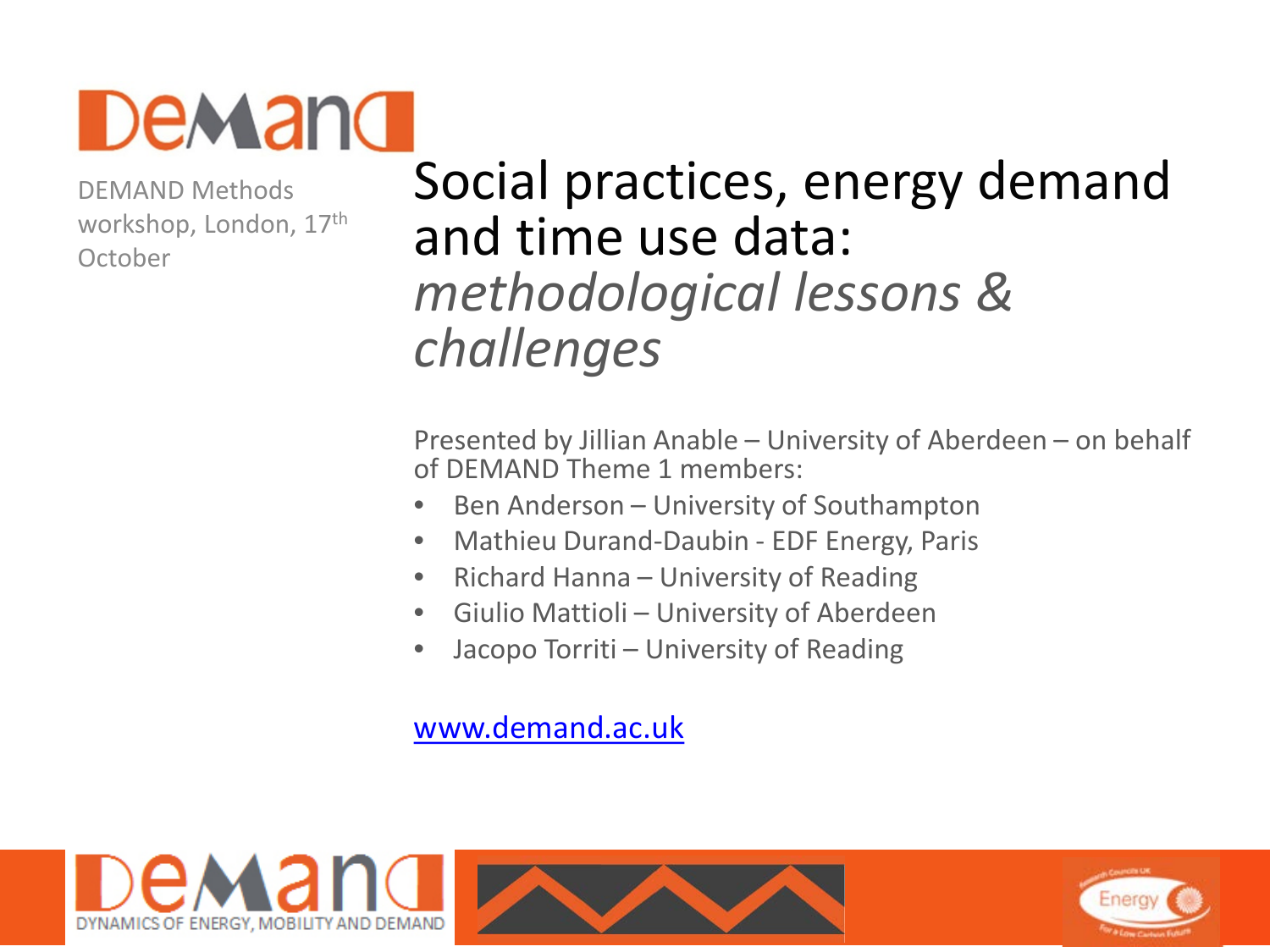DEMAND Methods workshop, London, 17th October

# Social practices, energy demand and time use data: *methodological lessons & challenges*

Presented by Jillian Anable – University of Aberdeen – on behalf of DEMAND Theme 1 members:

- Ben Anderson – University of Southampton
- Mathieu Durand-Daubin - EDF Energy, Paris
- Richard Hanna – University of Reading
- Giulio Mattioli – University of Aberdeen
- Jacopo Torriti – University of Reading

www.demand.ac.uk

DYNAMICS OF ENERGY, MOBILITY AND DEMAND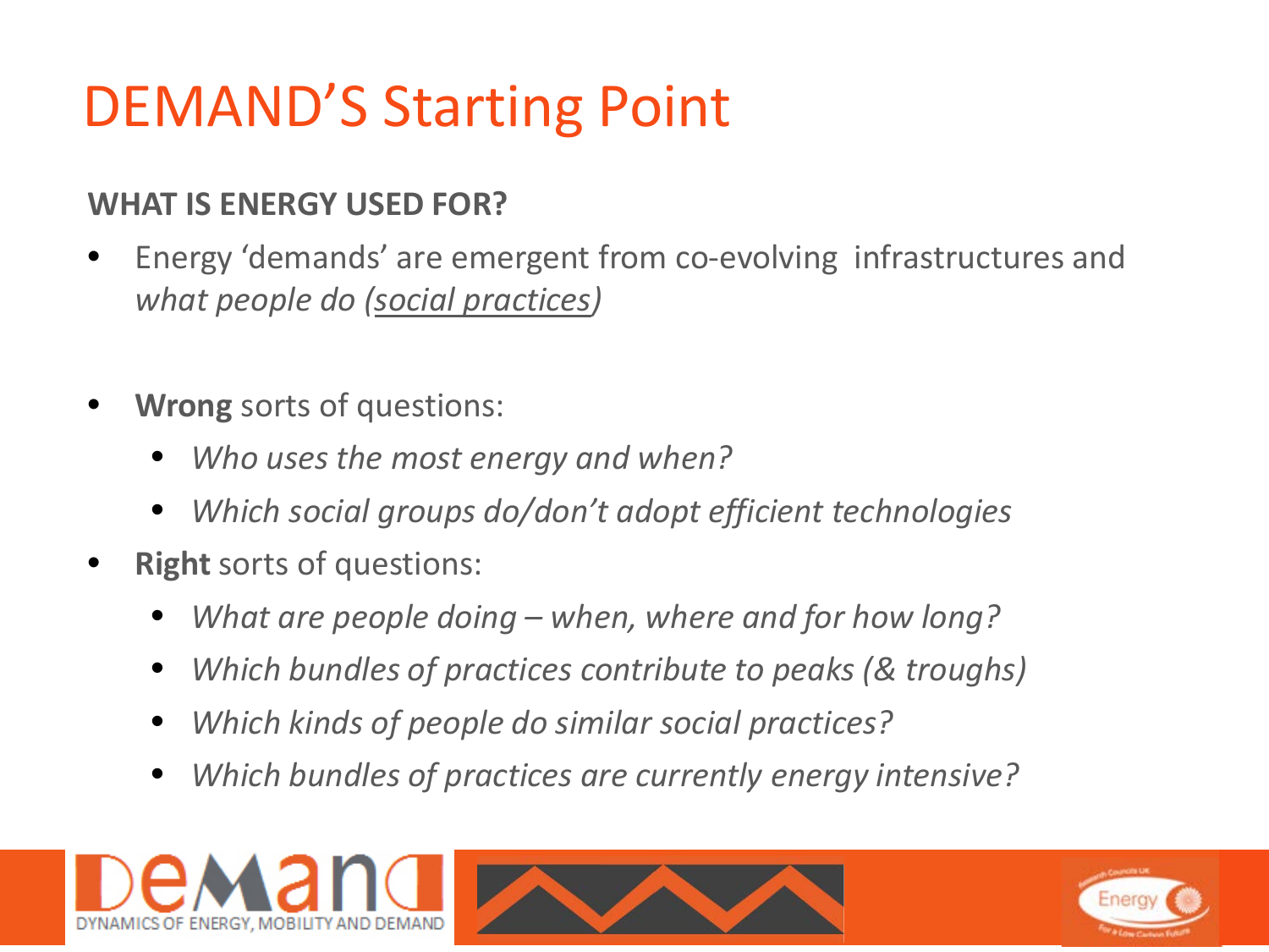# DEMAND'S Starting Point

**WHAT IS ENERGY USED FOR?**

- Energy 'demands' are emergent from co-evolving infrastructures and *what people do (social practices)*

- **Wrong** sorts of questions:
  - *Who uses the most energy and when?*
  - *Which social groups do/don't adopt efficient technologies*
- **Right** sorts of questions:
  - *What are people doing – when, where and for how long?*
  - *Which bundles of practices contribute to peaks (& troughs)*
  - *Which kinds of people do similar social practices?*
  - *Which bundles of practices are currently energy intensive?*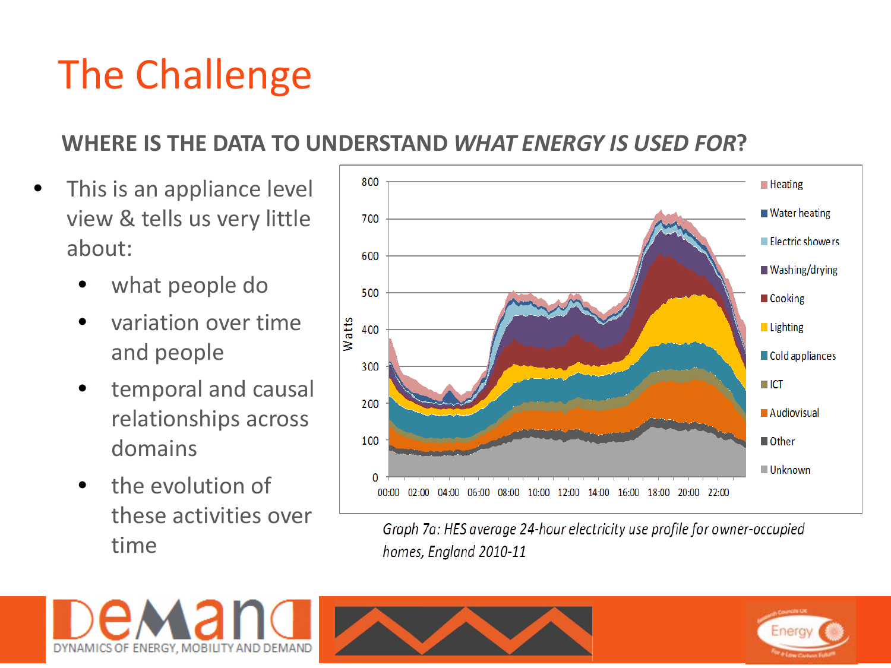# The Challenge

**WHERE IS THE DATA TO UNDERSTAND *WHAT ENERGY IS USED FOR*?**

- This is an appliance level view & tells us very little about:
  - what people do
  - variation over time and people
  - temporal and causal relationships across domains
  - the evolution of these activities over time

*Graph 7a: HES average 24-hour electricity use profile for owner-occupied homes, England 2010-11*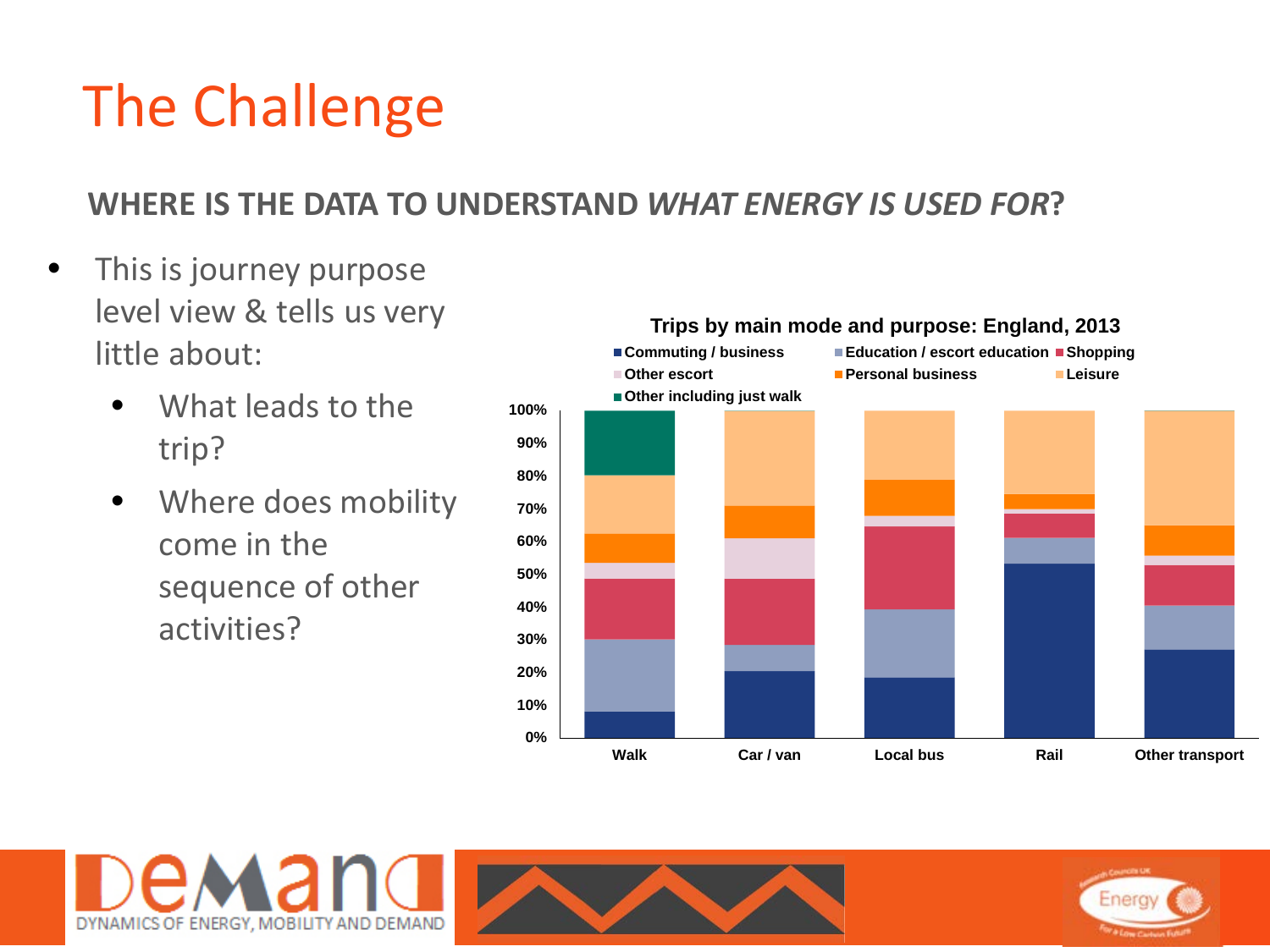# The Challenge

**WHERE IS THE DATA TO UNDERSTAND *WHAT ENERGY IS USED FOR*?**

- This is journey purpose level view & tells us very little about:
  - What leads to the trip?
  - Where does mobility come in the sequence of other activities?

**Trips by main mode and purpose: England, 2013**

Legend: Commuting / business; Education / escort education; Shopping; Other escort; Personal business; Leisure; Other including just walk

Y-axis: 0%, 10%, 20%, 30%, 40%, 50%, 60%, 70%, 80%, 90%, 100%

X-axis: Walk, Car / van, Local bus, Rail, Other transport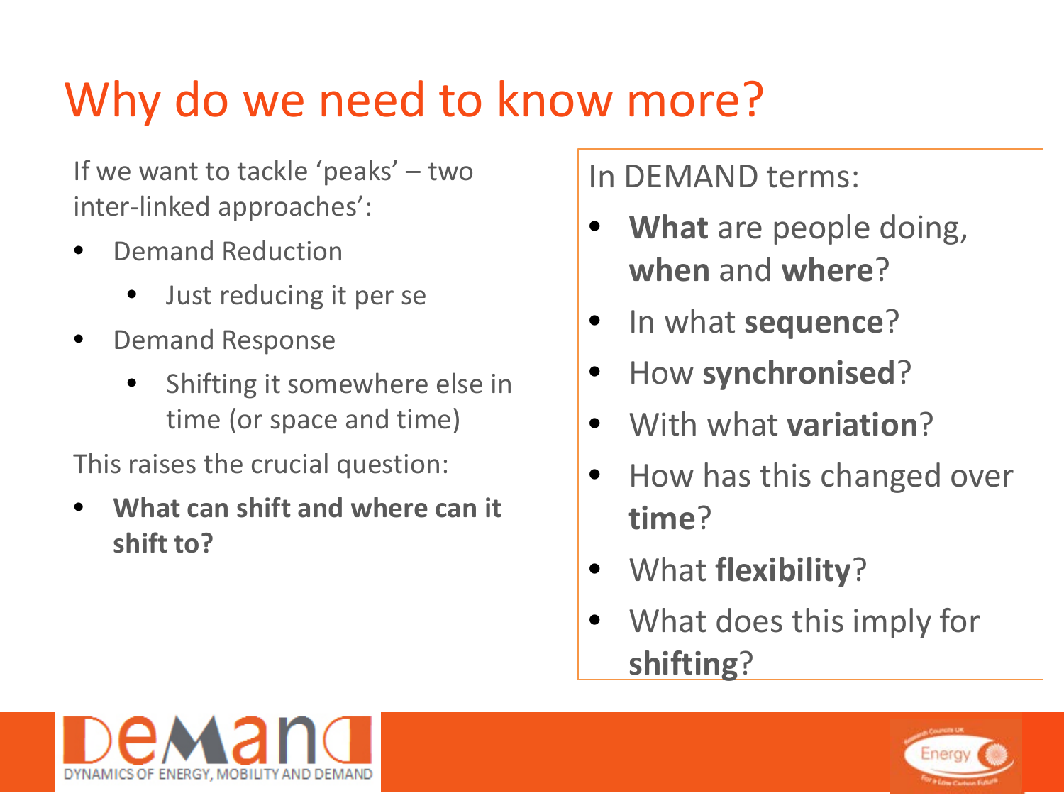# Why do we need to know more?

If we want to tackle 'peaks' – two inter-linked approaches':

- Demand Reduction
    - Just reducing it per se
- Demand Response
    - Shifting it somewhere else in time (or space and time)

This raises the crucial question:

- **What can shift and where can it shift to?**

In DEMAND terms:

- **What** are people doing, **when** and **where**?
- In what **sequence**?
- How **synchronised**?
- With what **variation**?
- How has this changed over **time**?
- What **flexibility**?
- What does this imply for **shifting**?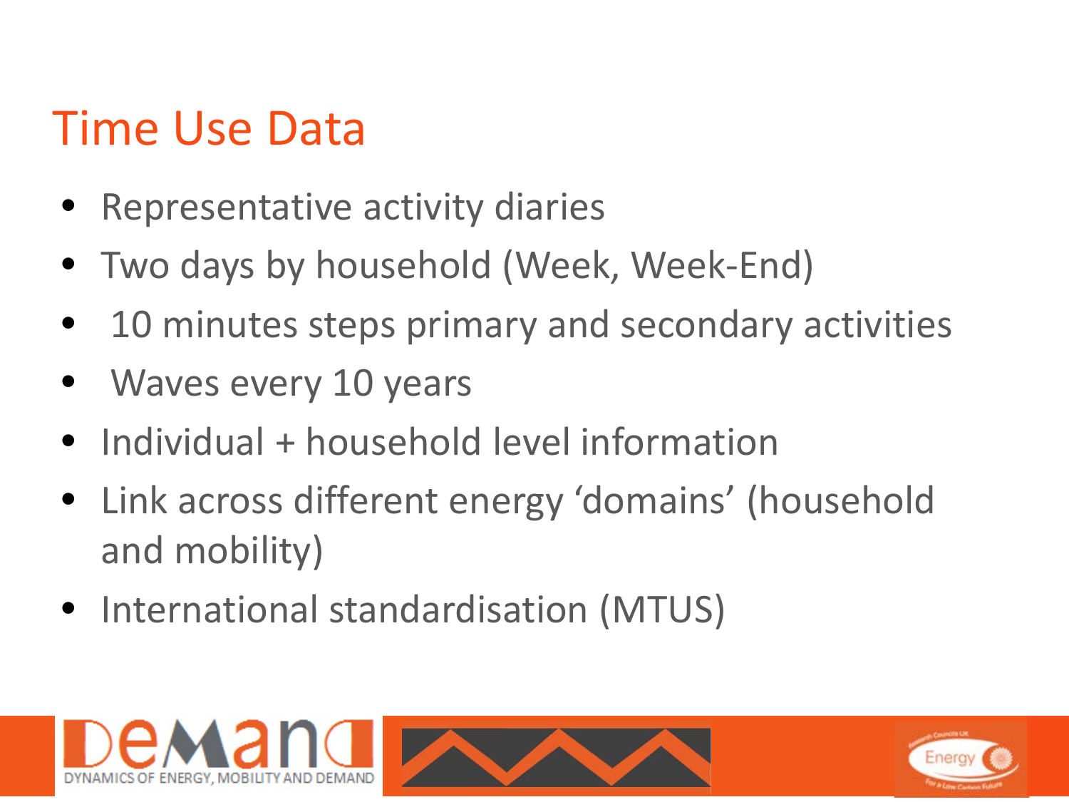# Time Use Data

- Representative activity diaries
- Two days by household (Week, Week-End)
- 10 minutes steps primary and secondary activities
- Waves every 10 years
- Individual + household level information
- Link across different energy 'domains' (household and mobility)
- International standardisation (MTUS)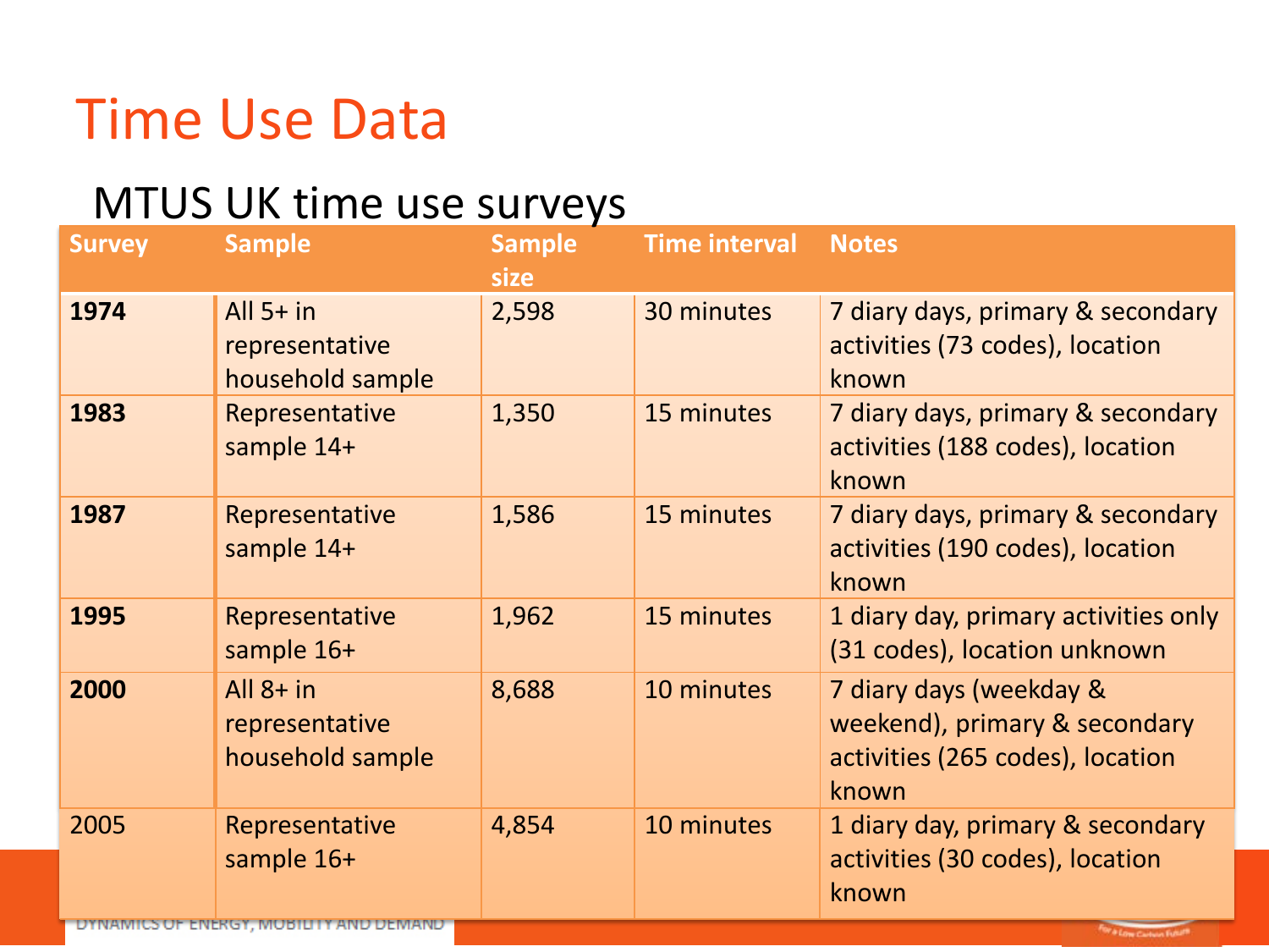# Time Use Data

## MTUS UK time use surveys

| Survey | Sample | Sample size | Time interval | Notes |
|---|---|---|---|---|
| **1974** | All 5+ in representative household sample | 2,598 | 30 minutes | 7 diary days, primary & secondary activities (73 codes), location known |
| **1983** | Representative sample 14+ | 1,350 | 15 minutes | 7 diary days, primary & secondary activities (188 codes), location known |
| **1987** | Representative sample 14+ | 1,586 | 15 minutes | 7 diary days, primary & secondary activities (190 codes), location known |
| **1995** | Representative sample 16+ | 1,962 | 15 minutes | 1 diary day, primary activities only (31 codes), location unknown |
| **2000** | All 8+ in representative household sample | 8,688 | 10 minutes | 7 diary days (weekday & weekend), primary & secondary activities (265 codes), location known |
| 2005 | Representative sample 16+ | 4,854 | 10 minutes | 1 diary day, primary & secondary activities (30 codes), location known |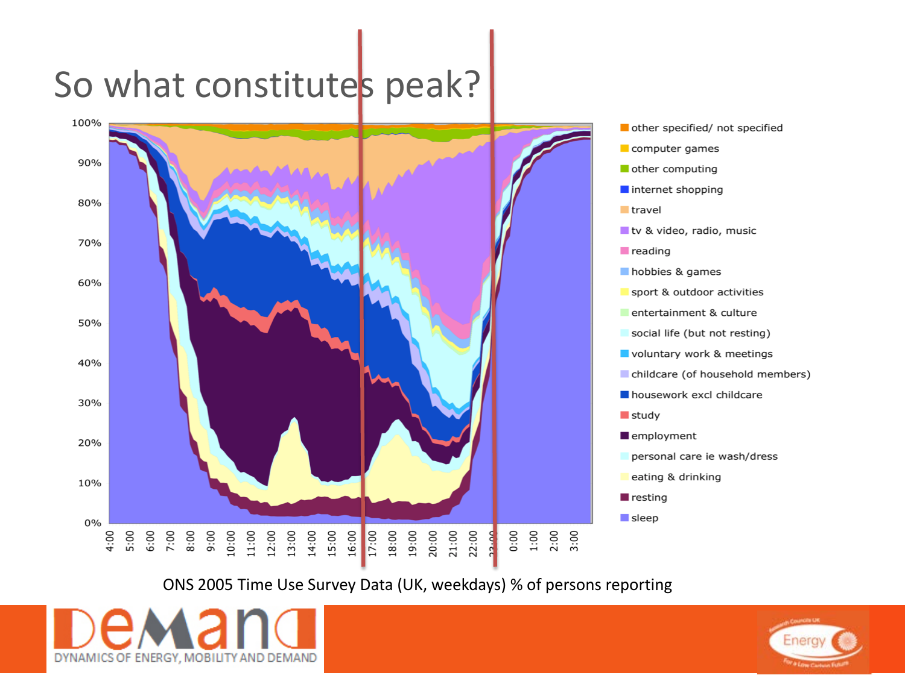# So what constitutes peak?

ONS 2005 Time Use Survey Data (UK, weekdays) % of persons reporting

DEMAND DYNAMICS OF ENERGY, MOBILITY AND DEMAND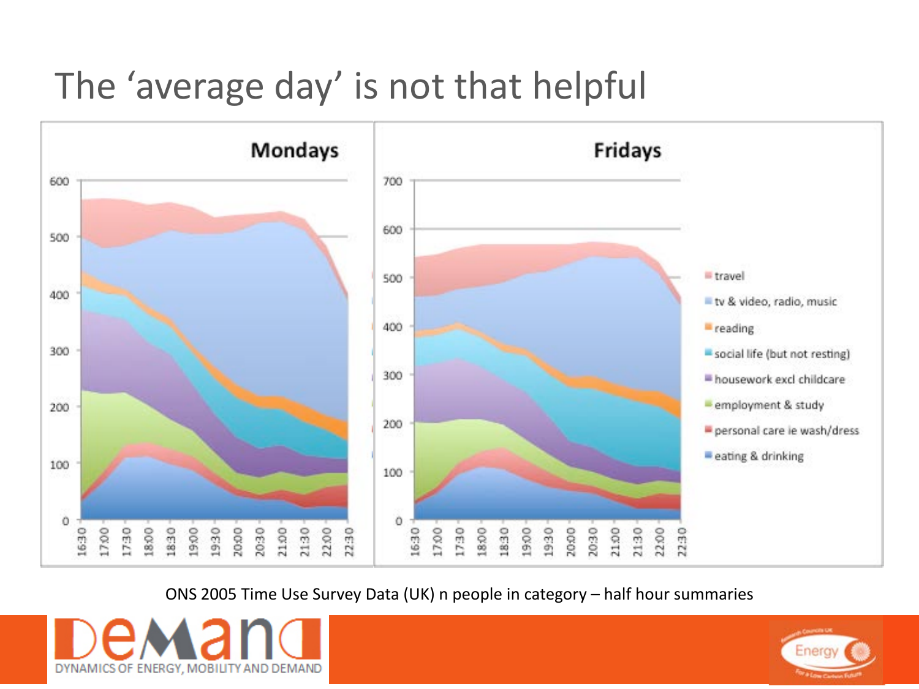# The 'average day' is not that helpful

**Mondays**

**Fridays**

- travel
- tv & video, radio, music
- reading
- social life (but not resting)
- housework excl childcare
- employment & study
- personal care ie wash/dress
- eating & drinking

ONS 2005 Time Use Survey Data (UK) n people in category – half hour summaries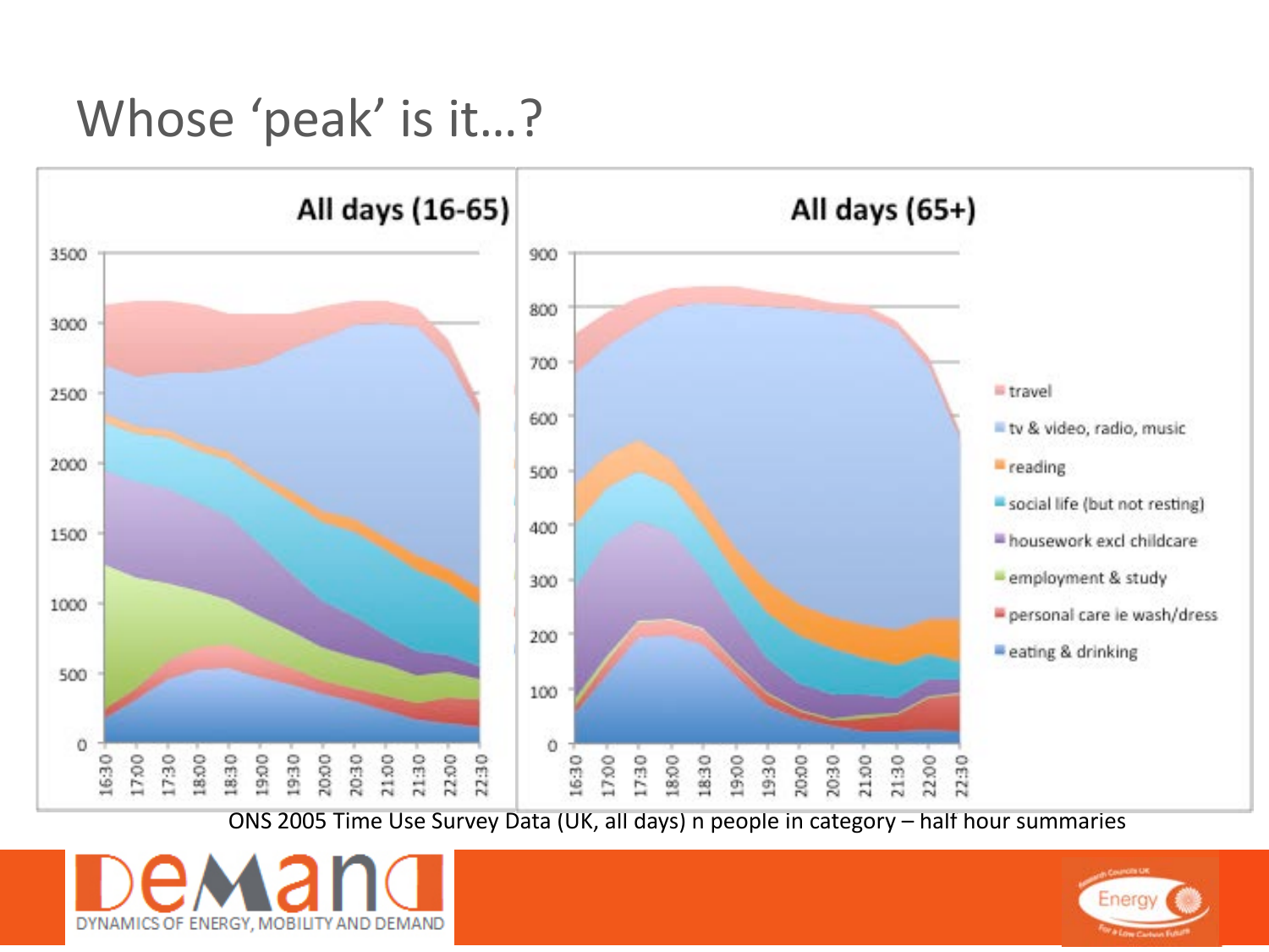# Whose 'peak' is it…?

**All days (16-65)**

**All days (65+)**

- travel
- tv & video, radio, music
- reading
- social life (but not resting)
- housework excl childcare
- employment & study
- personal care ie wash/dress
- eating & drinking

ONS 2005 Time Use Survey Data (UK, all days) n people in category – half hour summaries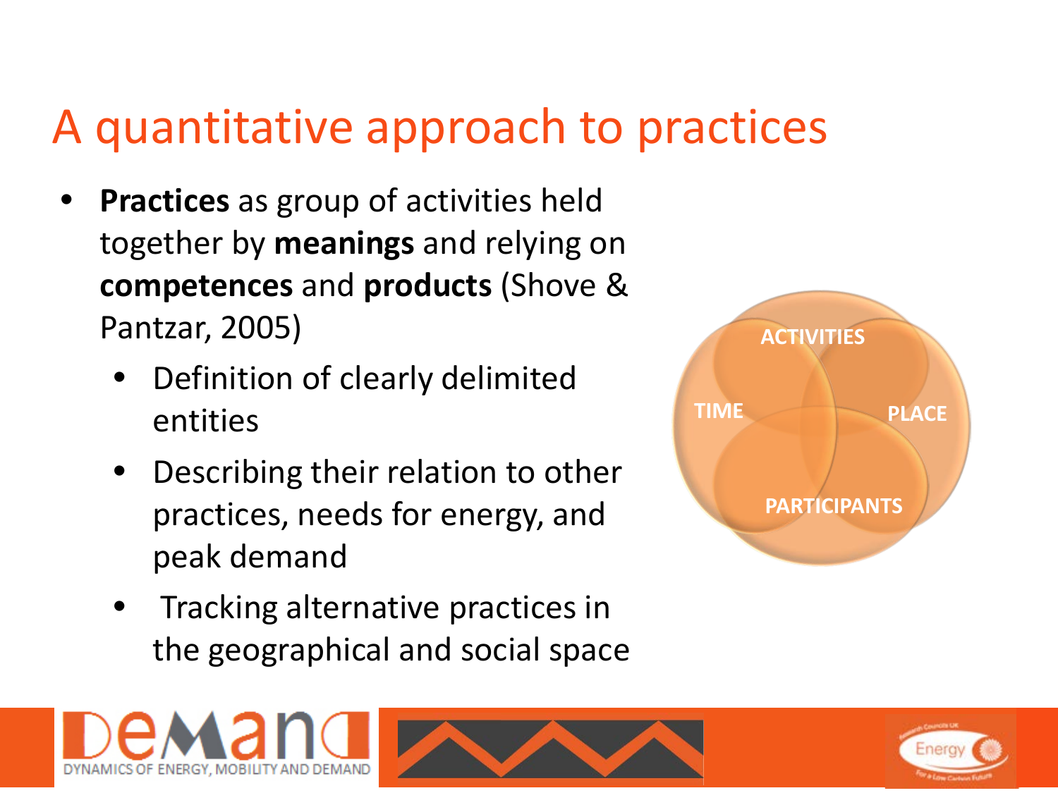# A quantitative approach to practices

- **Practices** as group of activities held together by **meanings** and relying on **competences** and **products** (Shove & Pantzar, 2005)
  - Definition of clearly delimited entities
  - Describing their relation to other practices, needs for energy, and peak demand
  - Tracking alternative practices in the geographical and social space

ACTIVITIES

TIME

PLACE

PARTICIPANTS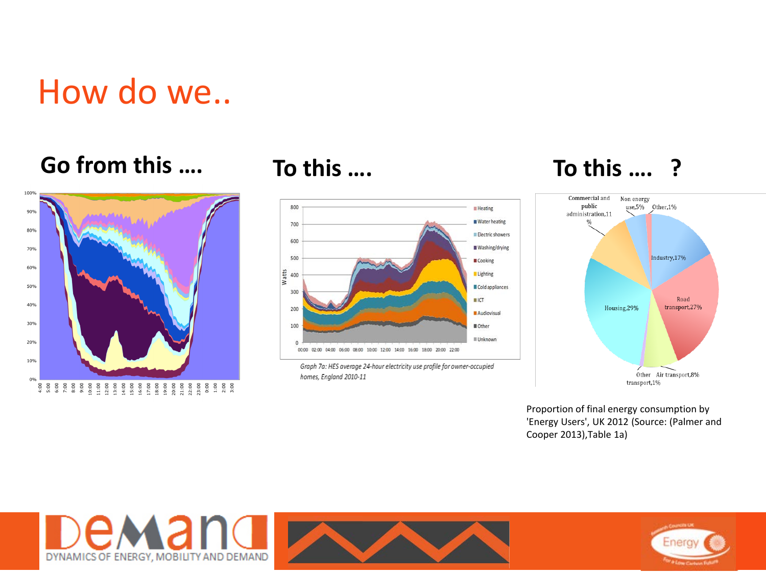# How do we..

**Go from this ....**

**To this ....**

*Graph 7a: HES average 24-hour electricity use profile for owner-occupied homes, England 2010-11*

**To this .... ?**

Proportion of final energy consumption by 'Energy Users', UK 2012 (Source: (Palmer and Cooper 2013),Table 1a)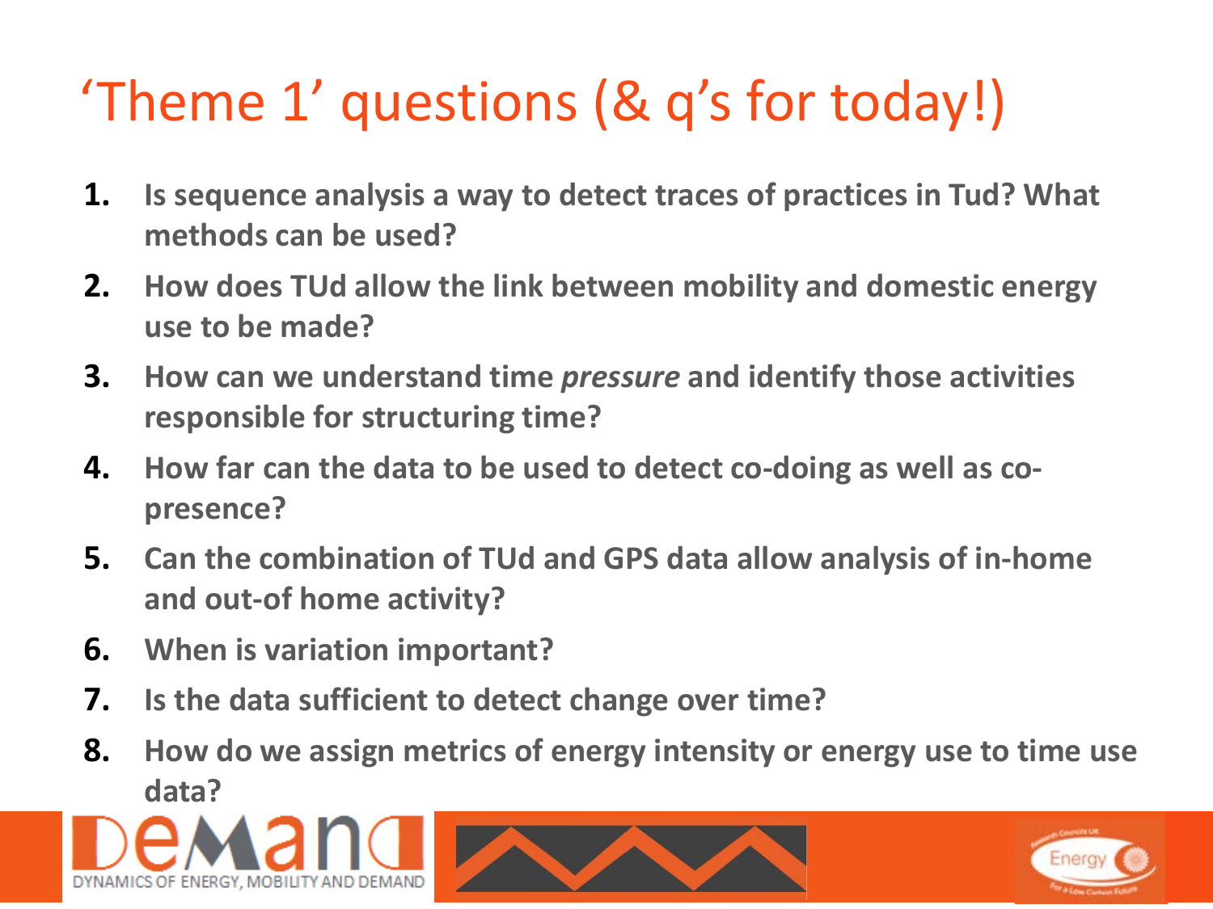# 'Theme 1' questions (& q's for today!)

1. **Is sequence analysis a way to detect traces of practices in Tud? What methods can be used?**
2. **How does TUd allow the link between mobility and domestic energy use to be made?**
3. **How can we understand time *pressure* and identify those activities responsible for structuring time?**
4. **How far can the data to be used to detect co-doing as well as co-presence?**
5. **Can the combination of TUd and GPS data allow analysis of in-home and out-of home activity?**
6. **When is variation important?**
7. **Is the data sufficient to detect change over time?**
8. **How do we assign metrics of energy intensity or energy use to time use data?**

DEMAND
DYNAMICS OF ENERGY, MOBILITY AND DEMAND